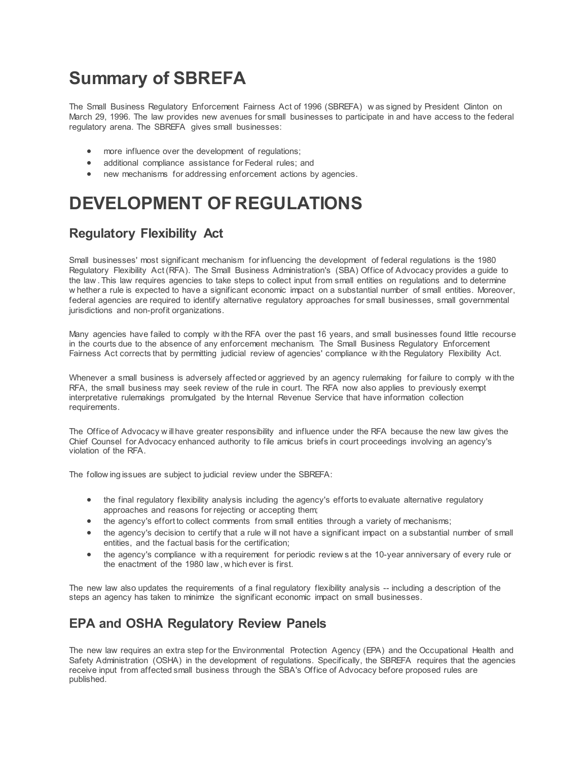# Summary of SBREFA

The Small Business Regulatory Enforcement Fairness Act of 1996 (SBREFA) was signed by President Clinton on March 29, 1996. The law provides new avenues for small businesses to participate in and have access to the federal regulatory arena. The SBREFA gives small businesses:

- more influence over the development of regulations;
- additional compliance assistance for Federal rules; and
- new mechanisms for addressing enforcement actions by agencies.

# DEVELOPMENT OF REGULATIONS

## Regulatory Flexibility Act

Small businesses' most significant mechanism for influencing the development of federal regulations is the 1980 Regulatory Flexibility Act (RFA). The Small Business Administration's (SBA) Office of Advocacy provides a guide to the law. This law requires agencies to take steps to collect input from small entities on regulations and to determine whether a rule is expected to have a significant economic impact on a substantial number of small entities. Moreover, federal agencies are required to identify alternative regulatory approaches for small businesses, small governmental jurisdictions and non-profit organizations.

Many agencies have failed to comply with the RFA over the past 16 years, and small businesses found little recourse in the courts due to the absence of any enforcement mechanism. The Small Business Regulatory Enforcement Fairness Act corrects that by permitting judicial review of agencies' compliance with the Regulatory Flexibility Act.

Whenever a small business is adversely affected or aggrieved by an agency rulemaking for failure to comply with the RFA, the small business may seek review of the rule in court. The RFA now also applies to previously exempt interpretative rulemakings promulgated by the Internal Revenue Service that have information collection requirements.

The Office of Advocacy will have greater responsibility and influence under the RFA because the new law gives the Chief Counsel for Advocacy enhanced authority to file amicus briefs in court proceedings involving an agency's violation of the RFA.

The following issues are subject to judicial review under the SBREFA:

- the final regulatory flexibility analysis including the agency's efforts to evaluate alternative regulatory approaches and reasons for rejecting or accepting them;
- the agency's effort to collect comments from small entities through a variety of mechanisms;
- the agency's decision to certify that a rule will not have a significant impact on a substantial number of small entities, and the factual basis for the certification;
- the agency's compliance with a requirement for periodic reviews at the 10-year anniversary of every rule or the enactment of the 1980 law, whichever is first.

The new law also updates the requirements of a final regulatory flexibility analysis -- including a description of the steps an agency has taken to minimize the significant economic impact on small businesses.

## EPA and OSHA Regulatory Review Panels

The new law requires an extra step for the Environmental Protection Agency (EPA) and the Occupational Health and Safety Administration (OSHA) in the development of regulations. Specifically, the SBREFA requires that the agencies receive input from affected small business through the SBA's Office of Advocacy before proposed rules are published.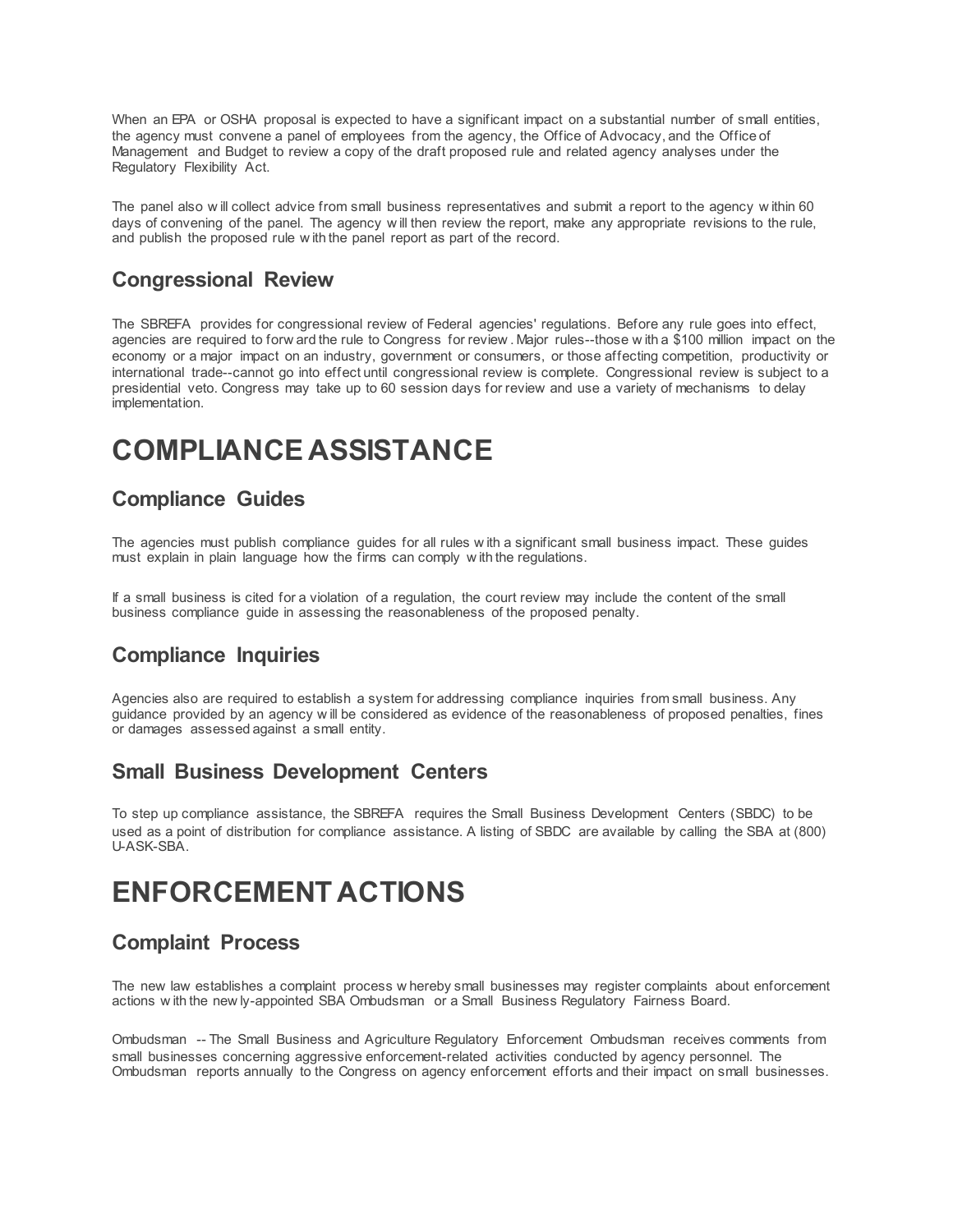When an EPA or OSHA proposal is expected to have a significant impact on a substantial number of small entities, the agency must convene a panel of employees from the agency, the Office of Advocacy, and the Office of Management and Budget to review a copy of the draft proposed rule and related agency analyses under the Regulatory Flexibility Act.

The panel also will collect advice from small business representatives and submit a report to the agency within 60 days of convening of the panel. The agency will then review the report, make any appropriate revisions to the rule, and publish the proposed rule with the panel report as part of the record.

### Congressional Review

The SBREFA provides for congressional review of Federal agencies' regulations. Before any rule goes into effect, agencies are required to forward the rule to Congress for review. Major rules--those with a $100 million impact on the economy or a major impact on an industry, government or consumers, or those affecting competition, productivity or international trade--cannot go into effect until congressional review is complete. Congressional review is subject to a presidential veto. Congress may take up to 60 session days for review and use a variety of mechanisms to delay implementation.

# COMPLIANCE ASSISTANCE

### Compliance Guides

The agencies must publish compliance guides for all rules with a significant small business impact. These guides must explain in plain language how the firms can comply with the regulations.

If a small business is cited for a violation of a regulation, the court review may include the content of the small business compliance guide in assessing the reasonableness of the proposed penalty.

### Compliance Inquiries

Agencies also are required to establish a system for addressing compliance inquiries from small business. Any guidance provided by an agency will be considered as evidence of the reasonableness of proposed penalties, fines or damages assessed against a small entity.

### Small Business Development Centers

To step up compliance assistance, the SBREFA requires the Small Business Development Centers (SBDC) to be used as a point of distribution for compliance assistance. A listing of SBDC are available by calling the SBA at (800) U-ASK-SBA.

# ENFORCEMENT ACTIONS

### Complaint Process

The new law establishes a complaint process whereby small businesses may register complaints about enforcement actions with the newly-appointed SBA Ombudsman or a Small Business Regulatory Fairness Board.

Ombudsman -- The Small Business and Agriculture Regulatory Enforcement Ombudsman receives comments from small businesses concerning aggressive enforcement-related activities conducted by agency personnel. The Ombudsman reports annually to the Congress on agency enforcement efforts and their impact on small businesses.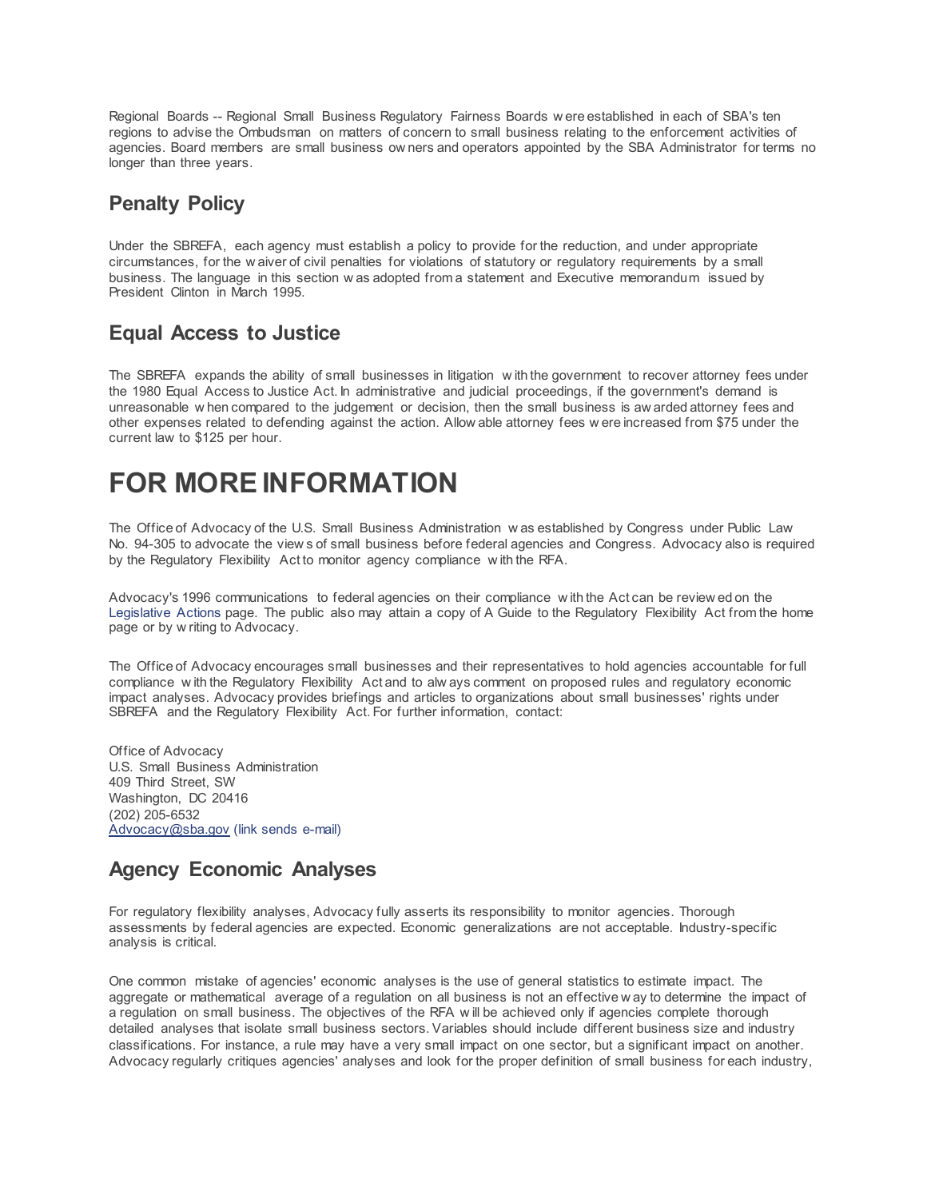Regional Boards -- Regional Small Business Regulatory Fairness Boards were established in each of SBA's ten regions to advise the Ombudsman on matters of concern to small business relating to the enforcement activities of agencies. Board members are small business owners and operators appointed by the SBA Administrator for terms no longer than three years.

## Penalty Policy

Under the SBREFA, each agency must establish a policy to provide for the reduction, and under appropriate circumstances, for the waiver of civil penalties for violations of statutory or regulatory requirements by a small business. The language in this section was adopted from a statement and Executive memorandum issued by President Clinton in March 1995.

## Equal Access to Justice

The SBREFA expands the ability of small businesses in litigation with the government to recover attorney fees under the 1980 Equal Access to Justice Act. In administrative and judicial proceedings, if the government's demand is unreasonable when compared to the judgement or decision, then the small business is awarded attorney fees and other expenses related to defending against the action. Allowable attorney fees were increased from $75 under the current law to $125 per hour.

# FOR MORE INFORMATION

The Office of Advocacy of the U.S. Small Business Administration was established by Congress under Public Law No. 94-305 to advocate the views of small business before federal agencies and Congress. Advocacy also is required by the Regulatory Flexibility Act to monitor agency compliance with the RFA.

Advocacy's 1996 communications to federal agencies on their compliance with the Act can be reviewed on the Legislative Actions page. The public also may attain a copy of A Guide to the Regulatory Flexibility Act from the home page or by writing to Advocacy.

The Office of Advocacy encourages small businesses and their representatives to hold agencies accountable for full compliance with the Regulatory Flexibility Act and to always comment on proposed rules and regulatory economic impact analyses. Advocacy provides briefings and articles to organizations about small businesses' rights under SBREFA and the Regulatory Flexibility Act. For further information, contact:

Office of Advocacy
U.S. Small Business Administration
409 Third Street, SW
Washington, DC 20416
(202) 205-6532
Advocacy@sba.gov (link sends e-mail)

## Agency Economic Analyses

For regulatory flexibility analyses, Advocacy fully asserts its responsibility to monitor agencies. Thorough assessments by federal agencies are expected. Economic generalizations are not acceptable. Industry-specific analysis is critical.

One common mistake of agencies' economic analyses is the use of general statistics to estimate impact. The aggregate or mathematical average of a regulation on all business is not an effective way to determine the impact of a regulation on small business. The objectives of the RFA will be achieved only if agencies complete thorough detailed analyses that isolate small business sectors. Variables should include different business size and industry classifications. For instance, a rule may have a very small impact on one sector, but a significant impact on another. Advocacy regularly critiques agencies' analyses and look for the proper definition of small business for each industry,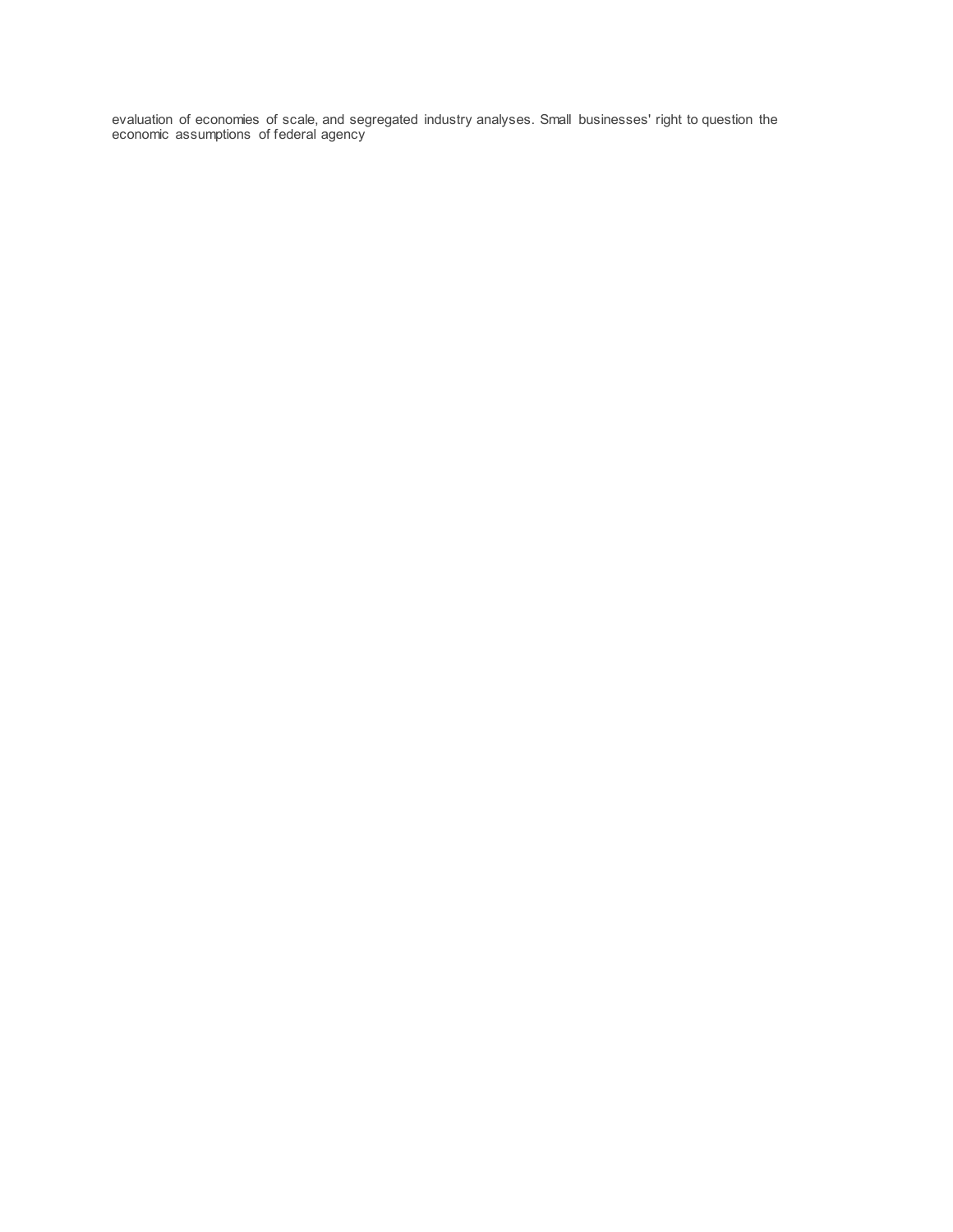evaluation of economies of scale, and segregated industry analyses. Small businesses' right to question the economic assumptions of federal agency